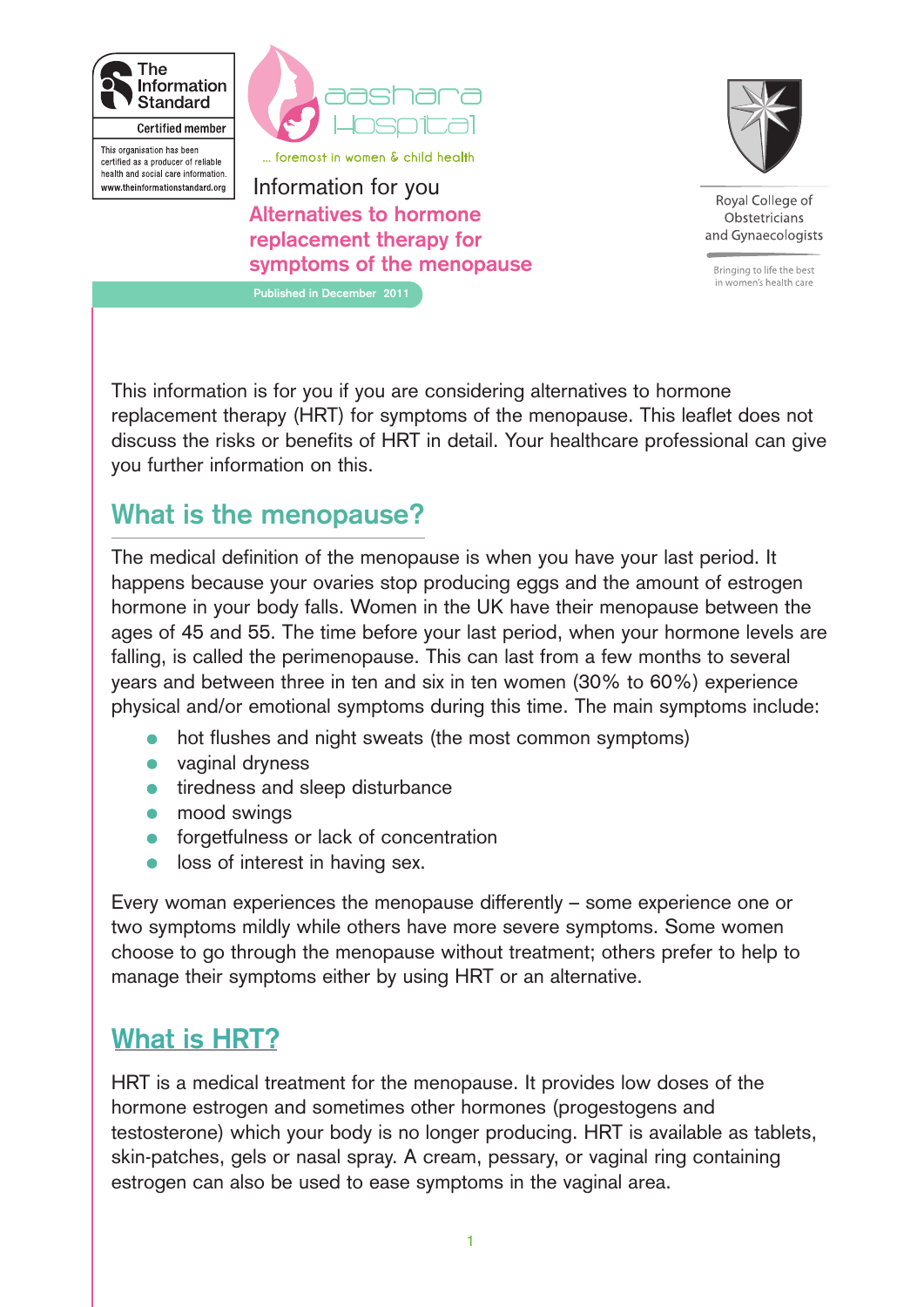The Information Standard

Certified member

This organisation has been certified as a producer of reliable health and social care information.
www.theinformationstandard.org

aashara Hospital

... foremost in women & child health

Royal College of Obstetricians and Gynaecologists

Bringing to life the best in women's health care

Information for you

# Alternatives to hormone replacement therapy for symptoms of the menopause

Published in December 2011

This information is for you if you are considering alternatives to hormone replacement therapy (HRT) for symptoms of the menopause. This leaflet does not discuss the risks or benefits of HRT in detail. Your healthcare professional can give you further information on this.

## What is the menopause?

The medical definition of the menopause is when you have your last period. It happens because your ovaries stop producing eggs and the amount of estrogen hormone in your body falls. Women in the UK have their menopause between the ages of 45 and 55. The time before your last period, when your hormone levels are falling, is called the perimenopause. This can last from a few months to several years and between three in ten and six in ten women (30% to 60%) experience physical and/or emotional symptoms during this time. The main symptoms include:

- hot flushes and night sweats (the most common symptoms)
- vaginal dryness
- tiredness and sleep disturbance
- mood swings
- forgetfulness or lack of concentration
- loss of interest in having sex.

Every woman experiences the menopause differently – some experience one or two symptoms mildly while others have more severe symptoms. Some women choose to go through the menopause without treatment; others prefer to help to manage their symptoms either by using HRT or an alternative.

## What is HRT?

HRT is a medical treatment for the menopause. It provides low doses of the hormone estrogen and sometimes other hormones (progestogens and testosterone) which your body is no longer producing. HRT is available as tablets, skin-patches, gels or nasal spray. A cream, pessary, or vaginal ring containing estrogen can also be used to ease symptoms in the vaginal area.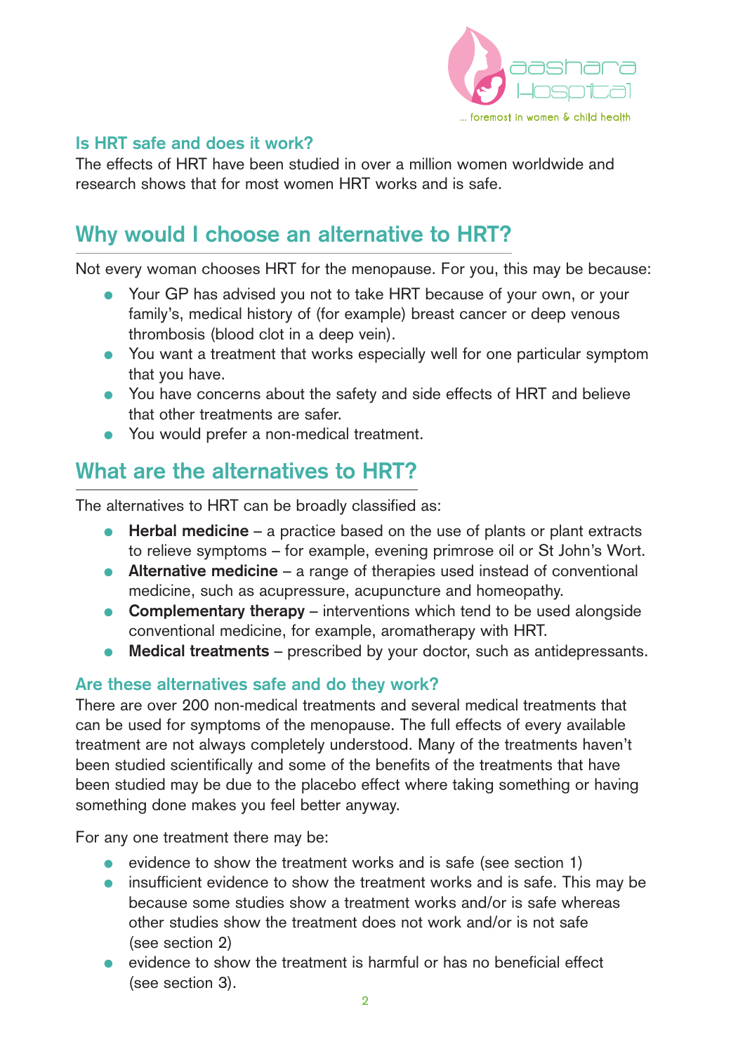### Is HRT safe and does it work?

The effects of HRT have been studied in over a million women worldwide and research shows that for most women HRT works and is safe.

## Why would I choose an alternative to HRT?

Not every woman chooses HRT for the menopause. For you, this may be because:

- Your GP has advised you not to take HRT because of your own, or your family's, medical history of (for example) breast cancer or deep venous thrombosis (blood clot in a deep vein).
- You want a treatment that works especially well for one particular symptom that you have.
- You have concerns about the safety and side effects of HRT and believe that other treatments are safer.
- You would prefer a non-medical treatment.

## What are the alternatives to HRT?

The alternatives to HRT can be broadly classified as:

- **Herbal medicine** – a practice based on the use of plants or plant extracts to relieve symptoms – for example, evening primrose oil or St John's Wort.
- **Alternative medicine** – a range of therapies used instead of conventional medicine, such as acupressure, acupuncture and homeopathy.
- **Complementary therapy** – interventions which tend to be used alongside conventional medicine, for example, aromatherapy with HRT.
- **Medical treatments** – prescribed by your doctor, such as antidepressants.

### Are these alternatives safe and do they work?

There are over 200 non-medical treatments and several medical treatments that can be used for symptoms of the menopause. The full effects of every available treatment are not always completely understood. Many of the treatments haven't been studied scientifically and some of the benefits of the treatments that have been studied may be due to the placebo effect where taking something or having something done makes you feel better anyway.

For any one treatment there may be:

- evidence to show the treatment works and is safe (see section 1)
- insufficient evidence to show the treatment works and is safe. This may be because some studies show a treatment works and/or is safe whereas other studies show the treatment does not work and/or is not safe (see section 2)
- evidence to show the treatment is harmful or has no beneficial effect (see section 3).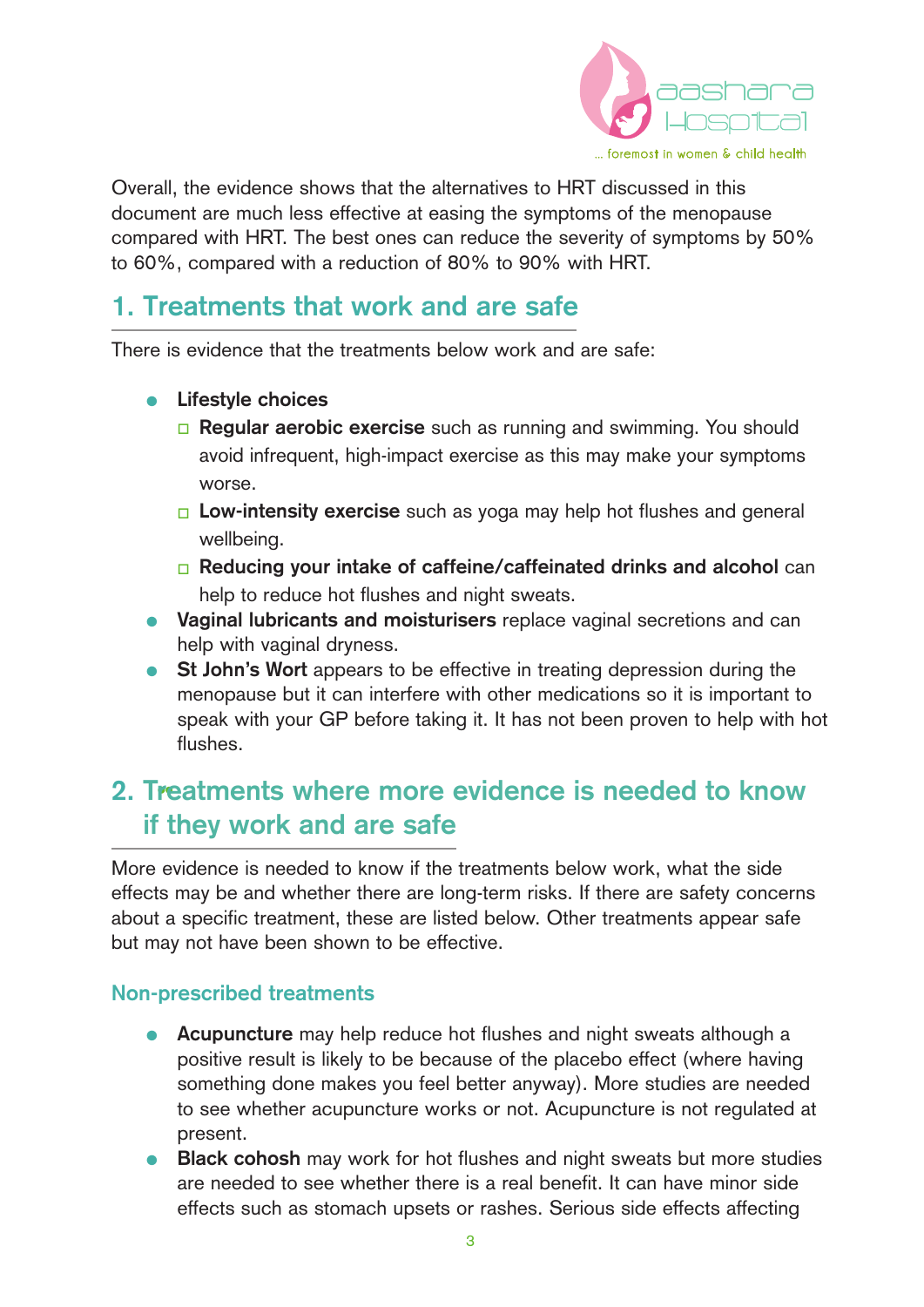Overall, the evidence shows that the alternatives to HRT discussed in this document are much less effective at easing the symptoms of the menopause compared with HRT. The best ones can reduce the severity of symptoms by 50% to 60%, compared with a reduction of 80% to 90% with HRT.

## 1. Treatments that work and are safe

There is evidence that the treatments below work and are safe:

- **Lifestyle choices**
  - **Regular aerobic exercise** such as running and swimming. You should avoid infrequent, high-impact exercise as this may make your symptoms worse.
  - **Low-intensity exercise** such as yoga may help hot flushes and general wellbeing.
  - **Reducing your intake of caffeine/caffeinated drinks and alcohol** can help to reduce hot flushes and night sweats.
- **Vaginal lubricants and moisturisers** replace vaginal secretions and can help with vaginal dryness.
- **St John's Wort** appears to be effective in treating depression during the menopause but it can interfere with other medications so it is important to speak with your GP before taking it. It has not been proven to help with hot flushes.

## 2. Treatments where more evidence is needed to know if they work and are safe

More evidence is needed to know if the treatments below work, what the side effects may be and whether there are long-term risks. If there are safety concerns about a specific treatment, these are listed below. Other treatments appear safe but may not have been shown to be effective.

### Non-prescribed treatments

- **Acupuncture** may help reduce hot flushes and night sweats although a positive result is likely to be because of the placebo effect (where having something done makes you feel better anyway). More studies are needed to see whether acupuncture works or not. Acupuncture is not regulated at present.
- **Black cohosh** may work for hot flushes and night sweats but more studies are needed to see whether there is a real benefit. It can have minor side effects such as stomach upsets or rashes. Serious side effects affecting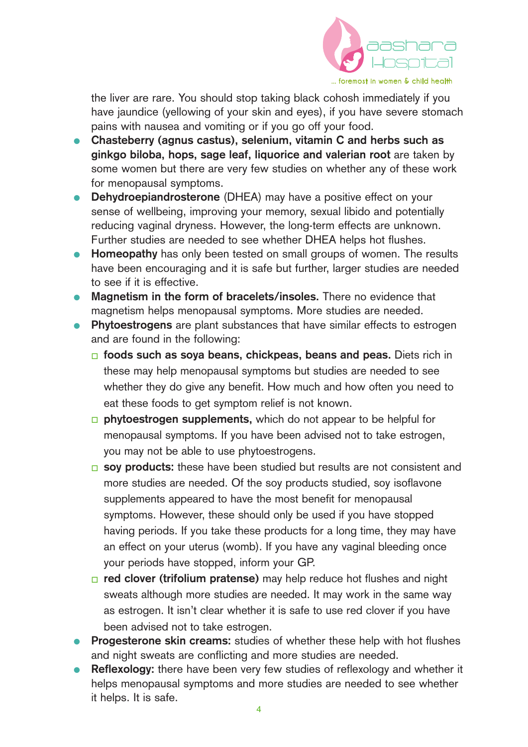the liver are rare. You should stop taking black cohosh immediately if you have jaundice (yellowing of your skin and eyes), if you have severe stomach pains with nausea and vomiting or if you go off your food.

- **Chasteberry (agnus castus), selenium, vitamin C and herbs such as ginkgo biloba, hops, sage leaf, liquorice and valerian root** are taken by some women but there are very few studies on whether any of these work for menopausal symptoms.
- **Dehydroepiandrosterone** (DHEA) may have a positive effect on your sense of wellbeing, improving your memory, sexual libido and potentially reducing vaginal dryness. However, the long-term effects are unknown. Further studies are needed to see whether DHEA helps hot flushes.
- **Homeopathy** has only been tested on small groups of women. The results have been encouraging and it is safe but further, larger studies are needed to see if it is effective.
- **Magnetism in the form of bracelets/insoles.** There no evidence that magnetism helps menopausal symptoms. More studies are needed.
- **Phytoestrogens** are plant substances that have similar effects to estrogen and are found in the following:
  - **foods such as soya beans, chickpeas, beans and peas.** Diets rich in these may help menopausal symptoms but studies are needed to see whether they do give any benefit. How much and how often you need to eat these foods to get symptom relief is not known.
  - **phytoestrogen supplements,** which do not appear to be helpful for menopausal symptoms. If you have been advised not to take estrogen, you may not be able to use phytoestrogens.
  - **soy products:** these have been studied but results are not consistent and more studies are needed. Of the soy products studied, soy isoflavone supplements appeared to have the most benefit for menopausal symptoms. However, these should only be used if you have stopped having periods. If you take these products for a long time, they may have an effect on your uterus (womb). If you have any vaginal bleeding once your periods have stopped, inform your GP.
  - **red clover (trifolium pratense)** may help reduce hot flushes and night sweats although more studies are needed. It may work in the same way as estrogen. It isn't clear whether it is safe to use red clover if you have been advised not to take estrogen.
- **Progesterone skin creams:** studies of whether these help with hot flushes and night sweats are conflicting and more studies are needed.
- **Reflexology:** there have been very few studies of reflexology and whether it helps menopausal symptoms and more studies are needed to see whether it helps. It is safe.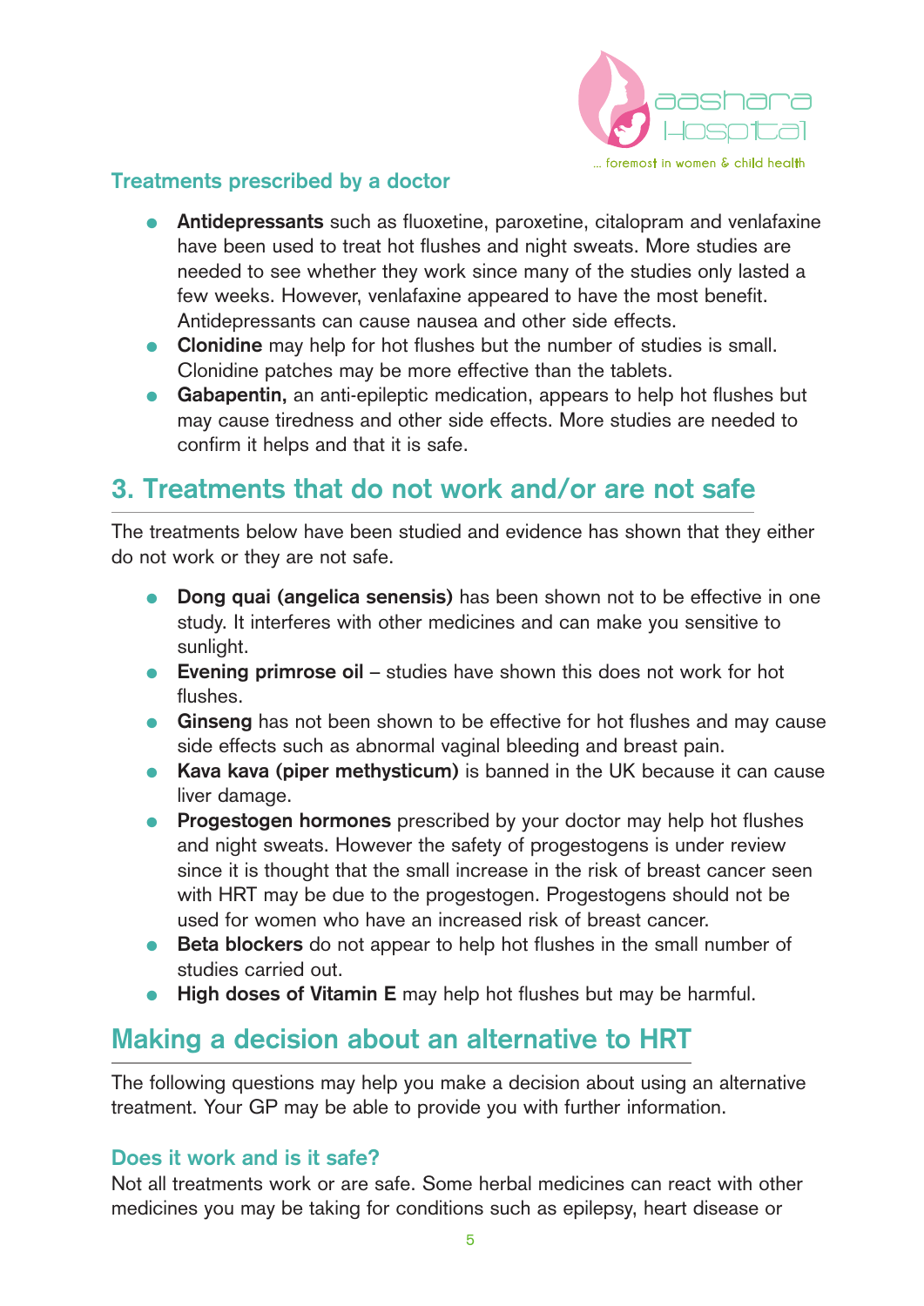### Treatments prescribed by a doctor

- **Antidepressants** such as fluoxetine, paroxetine, citalopram and venlafaxine have been used to treat hot flushes and night sweats. More studies are needed to see whether they work since many of the studies only lasted a few weeks. However, venlafaxine appeared to have the most benefit. Antidepressants can cause nausea and other side effects.
- **Clonidine** may help for hot flushes but the number of studies is small. Clonidine patches may be more effective than the tablets.
- **Gabapentin,** an anti-epileptic medication, appears to help hot flushes but may cause tiredness and other side effects. More studies are needed to confirm it helps and that it is safe.

## 3. Treatments that do not work and/or are not safe

The treatments below have been studied and evidence has shown that they either do not work or they are not safe.

- **Dong quai (angelica senensis)** has been shown not to be effective in one study. It interferes with other medicines and can make you sensitive to sunlight.
- **Evening primrose oil** – studies have shown this does not work for hot flushes.
- **Ginseng** has not been shown to be effective for hot flushes and may cause side effects such as abnormal vaginal bleeding and breast pain.
- **Kava kava (piper methysticum)** is banned in the UK because it can cause liver damage.
- **Progestogen hormones** prescribed by your doctor may help hot flushes and night sweats. However the safety of progestogens is under review since it is thought that the small increase in the risk of breast cancer seen with HRT may be due to the progestogen. Progestogens should not be used for women who have an increased risk of breast cancer.
- **Beta blockers** do not appear to help hot flushes in the small number of studies carried out.
- **High doses of Vitamin E** may help hot flushes but may be harmful.

## Making a decision about an alternative to HRT

The following questions may help you make a decision about using an alternative treatment. Your GP may be able to provide you with further information.

### Does it work and is it safe?

Not all treatments work or are safe. Some herbal medicines can react with other medicines you may be taking for conditions such as epilepsy, heart disease or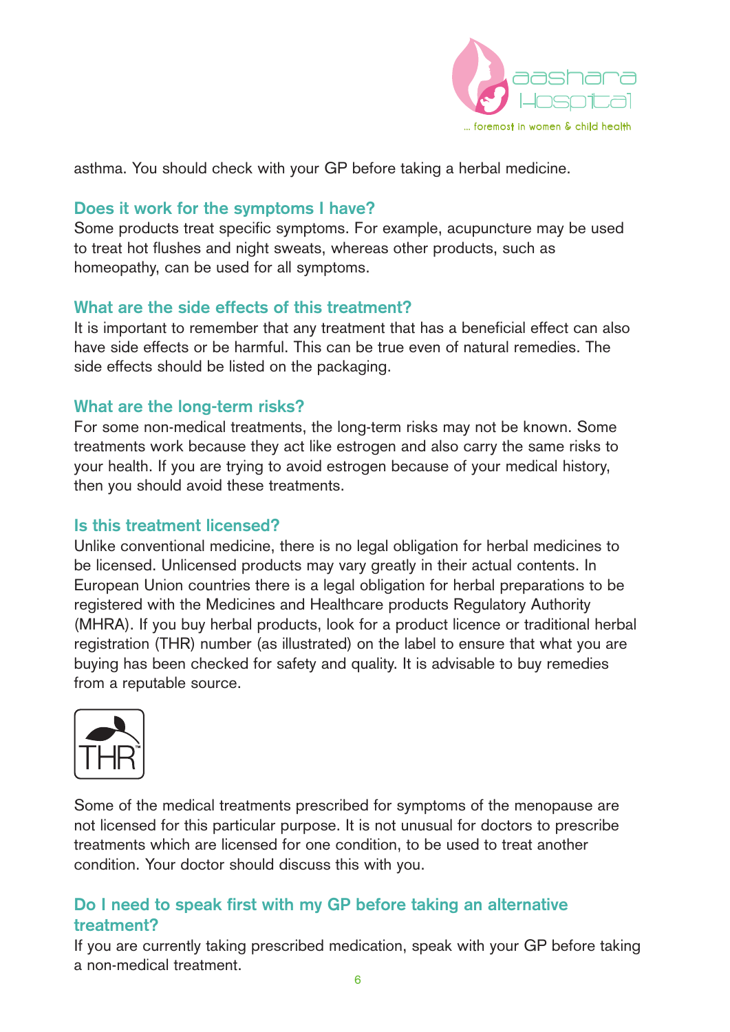asthma. You should check with your GP before taking a herbal medicine.

### Does it work for the symptoms I have?

Some products treat specific symptoms. For example, acupuncture may be used to treat hot flushes and night sweats, whereas other products, such as homeopathy, can be used for all symptoms.

### What are the side effects of this treatment?

It is important to remember that any treatment that has a beneficial effect can also have side effects or be harmful. This can be true even of natural remedies. The side effects should be listed on the packaging.

### What are the long-term risks?

For some non-medical treatments, the long-term risks may not be known. Some treatments work because they act like estrogen and also carry the same risks to your health. If you are trying to avoid estrogen because of your medical history, then you should avoid these treatments.

### Is this treatment licensed?

Unlike conventional medicine, there is no legal obligation for herbal medicines to be licensed. Unlicensed products may vary greatly in their actual contents. In European Union countries there is a legal obligation for herbal preparations to be registered with the Medicines and Healthcare products Regulatory Authority (MHRA). If you buy herbal products, look for a product licence or traditional herbal registration (THR) number (as illustrated) on the label to ensure that what you are buying has been checked for safety and quality. It is advisable to buy remedies from a reputable source.

THR™

Some of the medical treatments prescribed for symptoms of the menopause are not licensed for this particular purpose. It is not unusual for doctors to prescribe treatments which are licensed for one condition, to be used to treat another condition. Your doctor should discuss this with you.

### Do I need to speak first with my GP before taking an alternative treatment?

If you are currently taking prescribed medication, speak with your GP before taking a non-medical treatment.